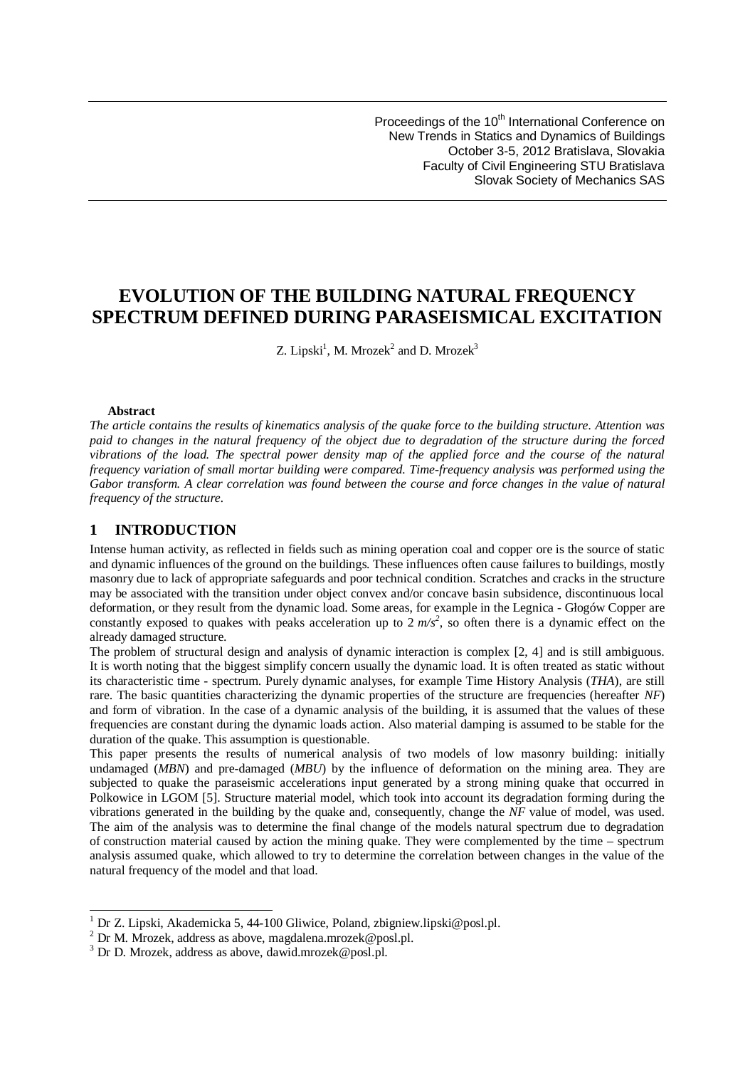Proceedings of the 10th International Conference on
New Trends in Statics and Dynamics of Buildings
October 3-5, 2012 Bratislava, Slovakia
Faculty of Civil Engineering STU Bratislava
Slovak Society of Mechanics SAS

# EVOLUTION OF THE BUILDING NATURAL FREQUENCY SPECTRUM DEFINED DURING PARASEISMICAL EXCITATION

Z. Lipski[1], M. Mrozek[2] and D. Mrozek[3]

**Abstract**

*The article contains the results of kinematics analysis of the quake force to the building structure. Attention was paid to changes in the natural frequency of the object due to degradation of the structure during the forced vibrations of the load. The spectral power density map of the applied force and the course of the natural frequency variation of small mortar building were compared. Time-frequency analysis was performed using the Gabor transform. A clear correlation was found between the course and force changes in the value of natural frequency of the structure.*

## 1 INTRODUCTION

Intense human activity, as reflected in fields such as mining operation coal and copper ore is the source of static and dynamic influences of the ground on the buildings. These influences often cause failures to buildings, mostly masonry due to lack of appropriate safeguards and poor technical condition. Scratches and cracks in the structure may be associated with the transition under object convex and/or concave basin subsidence, discontinuous local deformation, or they result from the dynamic load. Some areas, for example in the Legnica - Głogów Copper are constantly exposed to quakes with peaks acceleration up to 2 $m/s^2$, so often there is a dynamic effect on the already damaged structure.

The problem of structural design and analysis of dynamic interaction is complex [2, 4] and is still ambiguous. It is worth noting that the biggest simplify concern usually the dynamic load. It is often treated as static without its characteristic time - spectrum. Purely dynamic analyses, for example Time History Analysis (*THA*), are still rare. The basic quantities characterizing the dynamic properties of the structure are frequencies (hereafter *NF*) and form of vibration. In the case of a dynamic analysis of the building, it is assumed that the values of these frequencies are constant during the dynamic loads action. Also material damping is assumed to be stable for the duration of the quake. This assumption is questionable.

This paper presents the results of numerical analysis of two models of low masonry building: initially undamaged (*MBN*) and pre-damaged (*MBU*) by the influence of deformation on the mining area. They are subjected to quake the paraseismic accelerations input generated by a strong mining quake that occurred in Polkowice in LGOM [5]. Structure material model, which took into account its degradation forming during the vibrations generated in the building by the quake and, consequently, change the *NF* value of model, was used. The aim of the analysis was to determine the final change of the models natural spectrum due to degradation of construction material caused by action the mining quake. They were complemented by the time – spectrum analysis assumed quake, which allowed to try to determine the correlation between changes in the value of the natural frequency of the model and that load.

---

[1] Dr Z. Lipski, Akademicka 5, 44-100 Gliwice, Poland, zbigniew.lipski@posl.pl.
[2] Dr M. Mrozek, address as above, magdalena.mrozek@posl.pl.
[3] Dr D. Mrozek, address as above, dawid.mrozek@posl.pl.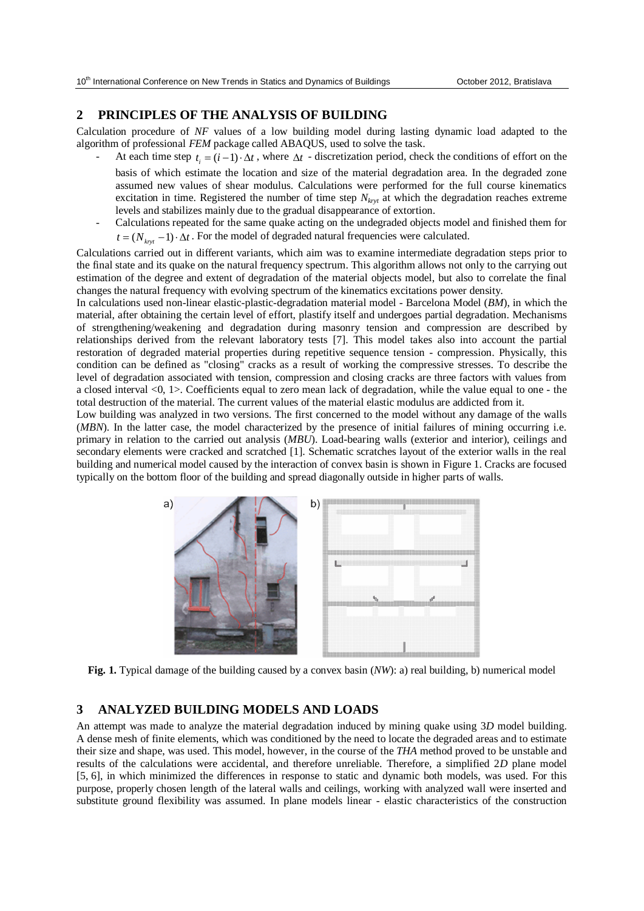## 2 PRINCIPLES OF THE ANALYSIS OF BUILDING

Calculation procedure of *NF* values of a low building model during lasting dynamic load adapted to the algorithm of professional *FEM* package called ABAQUS, used to solve the task.

- At each time step $t_i = (i-1) \cdot \Delta t$, where $\Delta t$ - discretization period, check the conditions of effort on the basis of which estimate the location and size of the material degradation area. In the degraded zone assumed new values of shear modulus. Calculations were performed for the full course kinematics excitation in time. Registered the number of time step $N_{kryt}$ at which the degradation reaches extreme levels and stabilizes mainly due to the gradual disappearance of extortion.
- Calculations repeated for the same quake acting on the undegraded objects model and finished them for $t = (N_{kryt} - 1) \cdot \Delta t$. For the model of degraded natural frequencies were calculated.

Calculations carried out in different variants, which aim was to examine intermediate degradation steps prior to the final state and its quake on the natural frequency spectrum. This algorithm allows not only to the carrying out estimation of the degree and extent of degradation of the material objects model, but also to correlate the final changes the natural frequency with evolving spectrum of the kinematics excitations power density.

In calculations used non-linear elastic-plastic-degradation material model - Barcelona Model (*BM*), in which the material, after obtaining the certain level of effort, plastify itself and undergoes partial degradation. Mechanisms of strengthening/weakening and degradation during masonry tension and compression are described by relationships derived from the relevant laboratory tests [7]. This model takes also into account the partial restoration of degraded material properties during repetitive sequence tension - compression. Physically, this condition can be defined as "closing" cracks as a result of working the compressive stresses. To describe the level of degradation associated with tension, compression and closing cracks are three factors with values from a closed interval <0, 1>. Coefficients equal to zero mean lack of degradation, while the value equal to one - the total destruction of the material. The current values of the material elastic modulus are addicted from it.

Low building was analyzed in two versions. The first concerned to the model without any damage of the walls (*MBN*). In the latter case, the model characterized by the presence of initial failures of mining occurring i.e. primary in relation to the carried out analysis (*MBU*). Load-bearing walls (exterior and interior), ceilings and secondary elements were cracked and scratched [1]. Schematic scratches layout of the exterior walls in the real building and numerical model caused by the interaction of convex basin is shown in Figure 1. Cracks are focused typically on the bottom floor of the building and spread diagonally outside in higher parts of walls.

**Fig. 1.** Typical damage of the building caused by a convex basin (*NW*): a) real building, b) numerical model

## 3 ANALYZED BUILDING MODELS AND LOADS

An attempt was made to analyze the material degradation induced by mining quake using 3*D* model building. A dense mesh of finite elements, which was conditioned by the need to locate the degraded areas and to estimate their size and shape, was used. This model, however, in the course of the *THA* method proved to be unstable and results of the calculations were accidental, and therefore unreliable. Therefore, a simplified 2*D* plane model [5, 6], in which minimized the differences in response to static and dynamic both models, was used. For this purpose, properly chosen length of the lateral walls and ceilings, working with analyzed wall were inserted and substitute ground flexibility was assumed. In plane models linear - elastic characteristics of the construction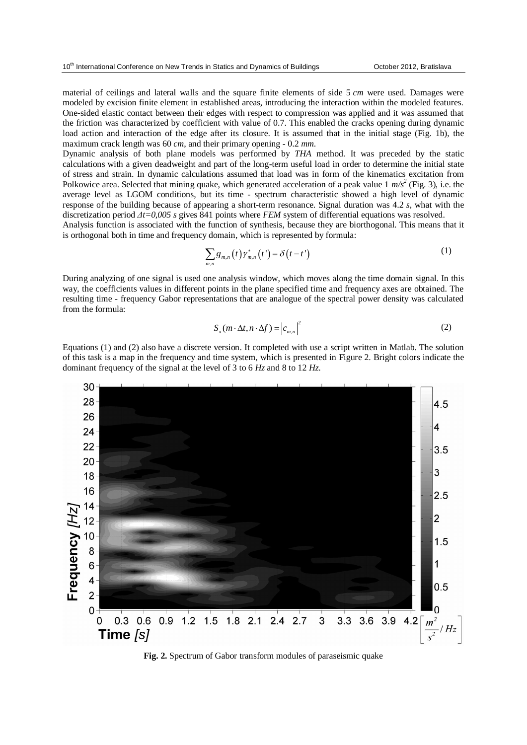material of ceilings and lateral walls and the square finite elements of side 5 *cm* were used. Damages were modeled by excision finite element in established areas, introducing the interaction within the modeled features. One-sided elastic contact between their edges with respect to compression was applied and it was assumed that the friction was characterized by coefficient with value of 0.7. This enabled the cracks opening during dynamic load action and interaction of the edge after its closure. It is assumed that in the initial stage (Fig. 1b), the maximum crack length was 60 *cm*, and their primary opening - 0.2 *mm*.

Dynamic analysis of both plane models was performed by *THA* method. It was preceded by the static calculations with a given deadweight and part of the long-term useful load in order to determine the initial state of stress and strain. In dynamic calculations assumed that load was in form of the kinematics excitation from Polkowice area. Selected that mining quake, which generated acceleration of a peak value 1 $m/s^2$ (Fig. 3), i.e. the average level as LGOM conditions, but its time - spectrum characteristic showed a high level of dynamic response of the building because of appearing a short-term resonance. Signal duration was 4.2 *s*, what with the discretization period $\Delta t=0{,}005$ *s* gives 841 points where *FEM* system of differential equations was resolved.

Analysis function is associated with the function of synthesis, because they are biorthogonal. This means that it is orthogonal both in time and frequency domain, which is represented by formula:

$$\sum_{m,n} g_{m,n}(t)\,\gamma^{*}_{m,n}(t') = \delta(t-t') \tag{1}$$

During analyzing of one signal is used one analysis window, which moves along the time domain signal. In this way, the coefficients values in different points in the plane specified time and frequency axes are obtained. The resulting time - frequency Gabor representations that are analogue of the spectral power density was calculated from the formula:

$$S_x(m\cdot\Delta t, n\cdot\Delta f) = \left|c_{m,n}\right|^2 \tag{2}$$

Equations (1) and (2) also have a discrete version. It completed with use a script written in Matlab. The solution of this task is a map in the frequency and time system, which is presented in Figure 2. Bright colors indicate the dominant frequency of the signal at the level of 3 to 6 *Hz* and 8 to 12 *Hz*.

**Fig. 2.** Spectrum of Gabor transform modules of paraseismic quake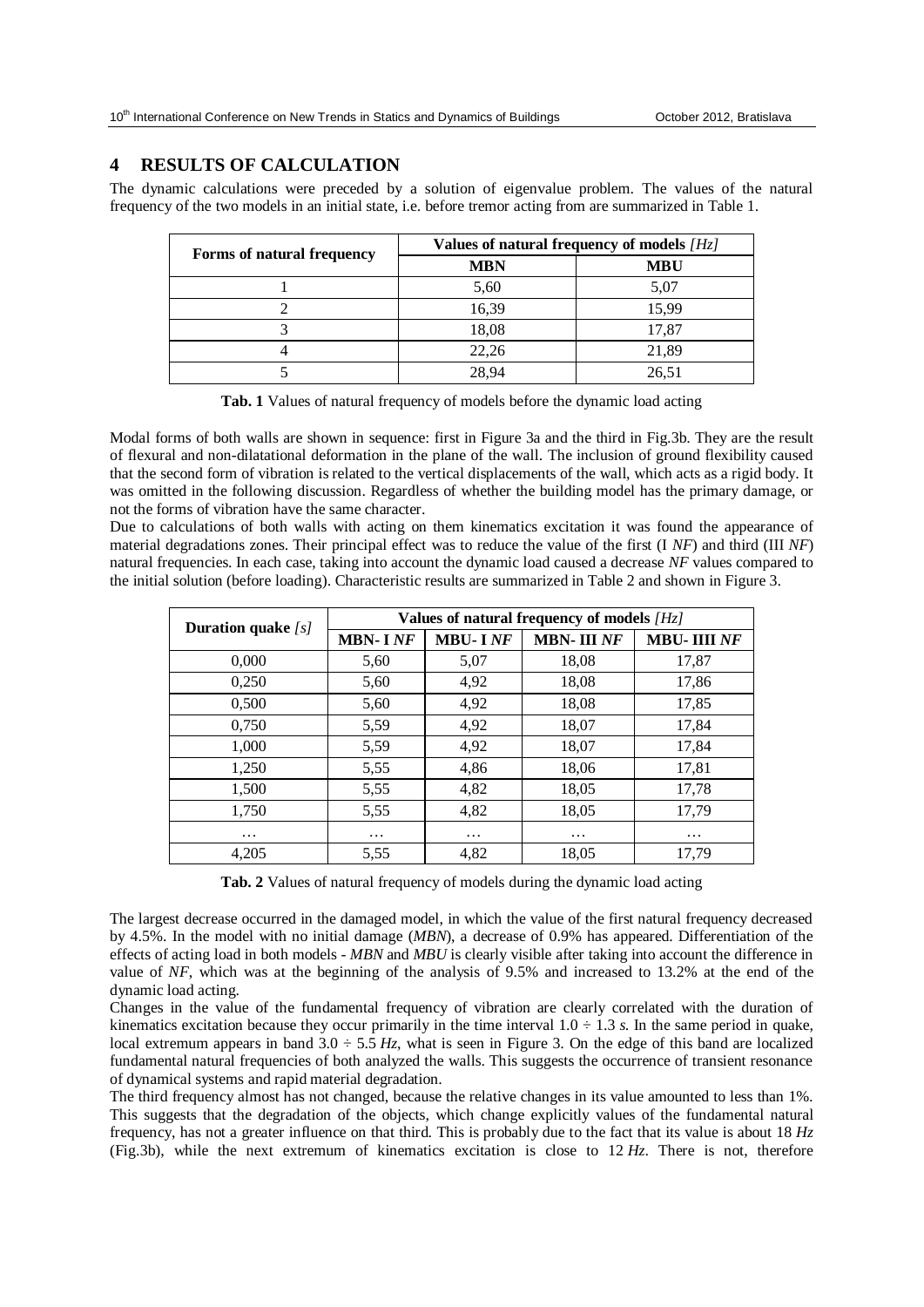## 4 RESULTS OF CALCULATION

The dynamic calculations were preceded by a solution of eigenvalue problem. The values of the natural frequency of the two models in an initial state, i.e. before tremor acting from are summarized in Table 1.

| Forms of natural frequency | Values of natural frequency of models *[Hz]* | |
|---|---|---|
| | **MBN** | **MBU** |
| 1 | 5,60 | 5,07 |
| 2 | 16,39 | 15,99 |
| 3 | 18,08 | 17,87 |
| 4 | 22,26 | 21,89 |
| 5 | 28,94 | 26,51 |

**Tab. 1** Values of natural frequency of models before the dynamic load acting

Modal forms of both walls are shown in sequence: first in Figure 3a and the third in Fig.3b. They are the result of flexural and non-dilatational deformation in the plane of the wall. The inclusion of ground flexibility caused that the second form of vibration is related to the vertical displacements of the wall, which acts as a rigid body. It was omitted in the following discussion. Regardless of whether the building model has the primary damage, or not the forms of vibration have the same character.

Due to calculations of both walls with acting on them kinematics excitation it was found the appearance of material degradations zones. Their principal effect was to reduce the value of the first (I *NF*) and third (III *NF*) natural frequencies. In each case, taking into account the dynamic load caused a decrease *NF* values compared to the initial solution (before loading). Characteristic results are summarized in Table 2 and shown in Figure 3.

| Duration quake *[s]* | Values of natural frequency of models *[Hz]* | | | |
|---|---|---|---|---|
| | **MBN- I *NF*** | **MBU- I *NF*** | **MBN- III *NF*** | **MBU- IIII *NF*** |
| 0,000 | 5,60 | 5,07 | 18,08 | 17,87 |
| 0,250 | 5,60 | 4,92 | 18,08 | 17,86 |
| 0,500 | 5,60 | 4,92 | 18,08 | 17,85 |
| 0,750 | 5,59 | 4,92 | 18,07 | 17,84 |
| 1,000 | 5,59 | 4,92 | 18,07 | 17,84 |
| 1,250 | 5,55 | 4,86 | 18,06 | 17,81 |
| 1,500 | 5,55 | 4,82 | 18,05 | 17,78 |
| 1,750 | 5,55 | 4,82 | 18,05 | 17,79 |
| … | … | … | … | … |
| 4,205 | 5,55 | 4,82 | 18,05 | 17,79 |

**Tab. 2** Values of natural frequency of models during the dynamic load acting

The largest decrease occurred in the damaged model, in which the value of the first natural frequency decreased by 4.5%. In the model with no initial damage (*MBN*), a decrease of 0.9% has appeared. Differentiation of the effects of acting load in both models - *MBN* and *MBU* is clearly visible after taking into account the difference in value of *NF*, which was at the beginning of the analysis of 9.5% and increased to 13.2% at the end of the dynamic load acting.

Changes in the value of the fundamental frequency of vibration are clearly correlated with the duration of kinematics excitation because they occur primarily in the time interval $1.0 \div 1.3$ *s*. In the same period in quake, local extremum appears in band $3.0 \div 5.5$ *Hz*, what is seen in Figure 3. On the edge of this band are localized fundamental natural frequencies of both analyzed the walls. This suggests the occurrence of transient resonance of dynamical systems and rapid material degradation.

The third frequency almost has not changed, because the relative changes in its value amounted to less than 1%. This suggests that the degradation of the objects, which change explicitly values of the fundamental natural frequency, has not a greater influence on that third. This is probably due to the fact that its value is about 18 *Hz* (Fig.3b), while the next extremum of kinematics excitation is close to 12 *Hz*. There is not, therefore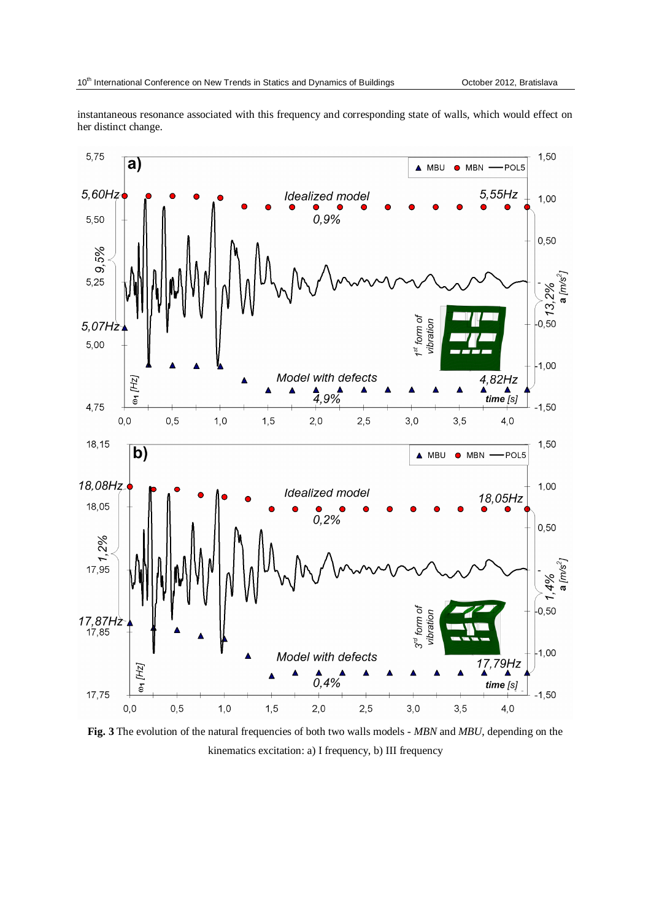instantaneous resonance associated with this frequency and corresponding state of walls, which would effect on her distinct change.

**Fig. 3** The evolution of the natural frequencies of both two walls models - *MBN* and *MBU*, depending on the kinematics excitation: a) I frequency, b) III frequency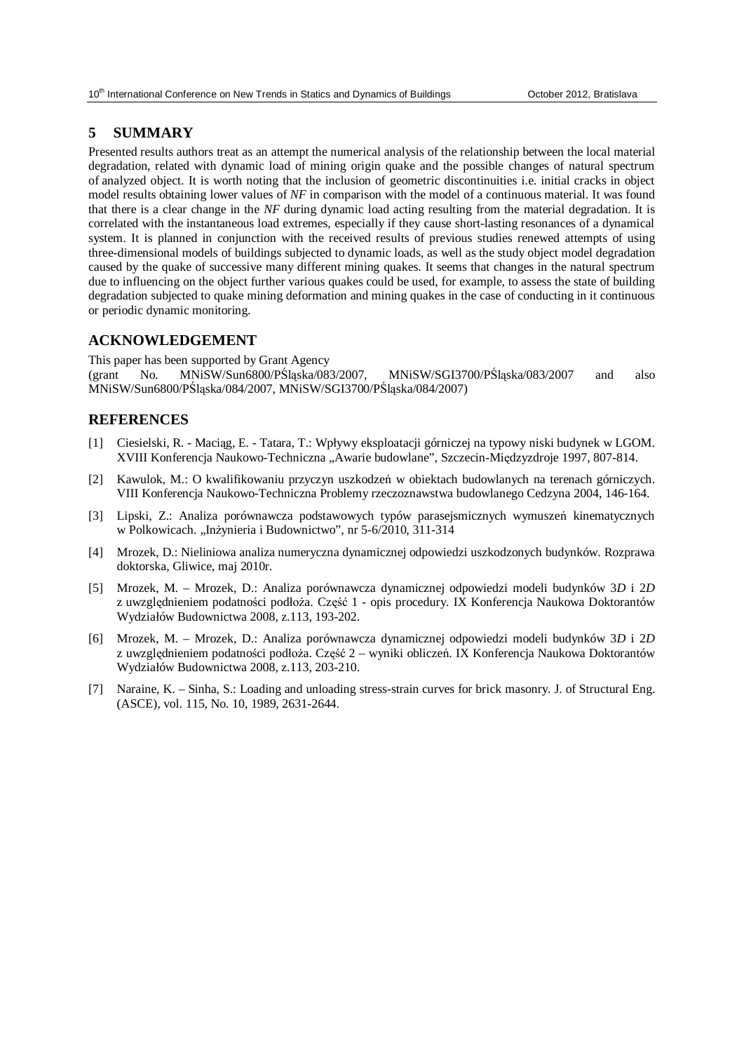## 5 SUMMARY

Presented results authors treat as an attempt the numerical analysis of the relationship between the local material degradation, related with dynamic load of mining origin quake and the possible changes of natural spectrum of analyzed object. It is worth noting that the inclusion of geometric discontinuities i.e. initial cracks in object model results obtaining lower values of *NF* in comparison with the model of a continuous material. It was found that there is a clear change in the *NF* during dynamic load acting resulting from the material degradation. It is correlated with the instantaneous load extremes, especially if they cause short-lasting resonances of a dynamical system. It is planned in conjunction with the received results of previous studies renewed attempts of using three-dimensional models of buildings subjected to dynamic loads, as well as the study object model degradation caused by the quake of successive many different mining quakes. It seems that changes in the natural spectrum due to influencing on the object further various quakes could be used, for example, to assess the state of building degradation subjected to quake mining deformation and mining quakes in the case of conducting in it continuous or periodic dynamic monitoring.

## ACKNOWLEDGEMENT

This paper has been supported by Grant Agency (grant No. MNiSW/Sun6800/PŚląska/083/2007, MNiSW/SGI3700/PŚląska/083/2007 and also MNiSW/Sun6800/PŚląska/084/2007, MNiSW/SGI3700/PŚląska/084/2007)

## REFERENCES

[1] Ciesielski, R. - Maciąg, E. - Tatara, T.: Wpływy eksploatacji górniczej na typowy niski budynek w LGOM. XVIII Konferencja Naukowo-Techniczna „Awarie budowlane", Szczecin-Międzyzdroje 1997, 807-814.

[2] Kawulok, M.: O kwalifikowaniu przyczyn uszkodzeń w obiektach budowlanych na terenach górniczych. VIII Konferencja Naukowo-Techniczna Problemy rzeczoznawstwa budowlanego Cedzyna 2004, 146-164.

[3] Lipski, Z.: Analiza porównawcza podstawowych typów parasejsmicznych wymuszeń kinematycznych w Polkowicach. „Inżynieria i Budownictwo", nr 5-6/2010, 311-314

[4] Mrozek, D.: Nieliniowa analiza numeryczna dynamicznej odpowiedzi uszkodzonych budynków. Rozprawa doktorska, Gliwice, maj 2010r.

[5] Mrozek, M. – Mrozek, D.: Analiza porównawcza dynamicznej odpowiedzi modeli budynków 3*D* i 2*D* z uwzględnieniem podatności podłoża. Część 1 - opis procedury. IX Konferencja Naukowa Doktorantów Wydziałów Budownictwa 2008, z.113, 193-202.

[6] Mrozek, M. – Mrozek, D.: Analiza porównawcza dynamicznej odpowiedzi modeli budynków 3*D* i 2*D* z uwzględnieniem podatności podłoża. Część 2 – wyniki obliczeń. IX Konferencja Naukowa Doktorantów Wydziałów Budownictwa 2008, z.113, 203-210.

[7] Naraine, K. – Sinha, S.: Loading and unloading stress-strain curves for brick masonry. J. of Structural Eng. (ASCE), vol. 115, No. 10, 1989, 2631-2644.